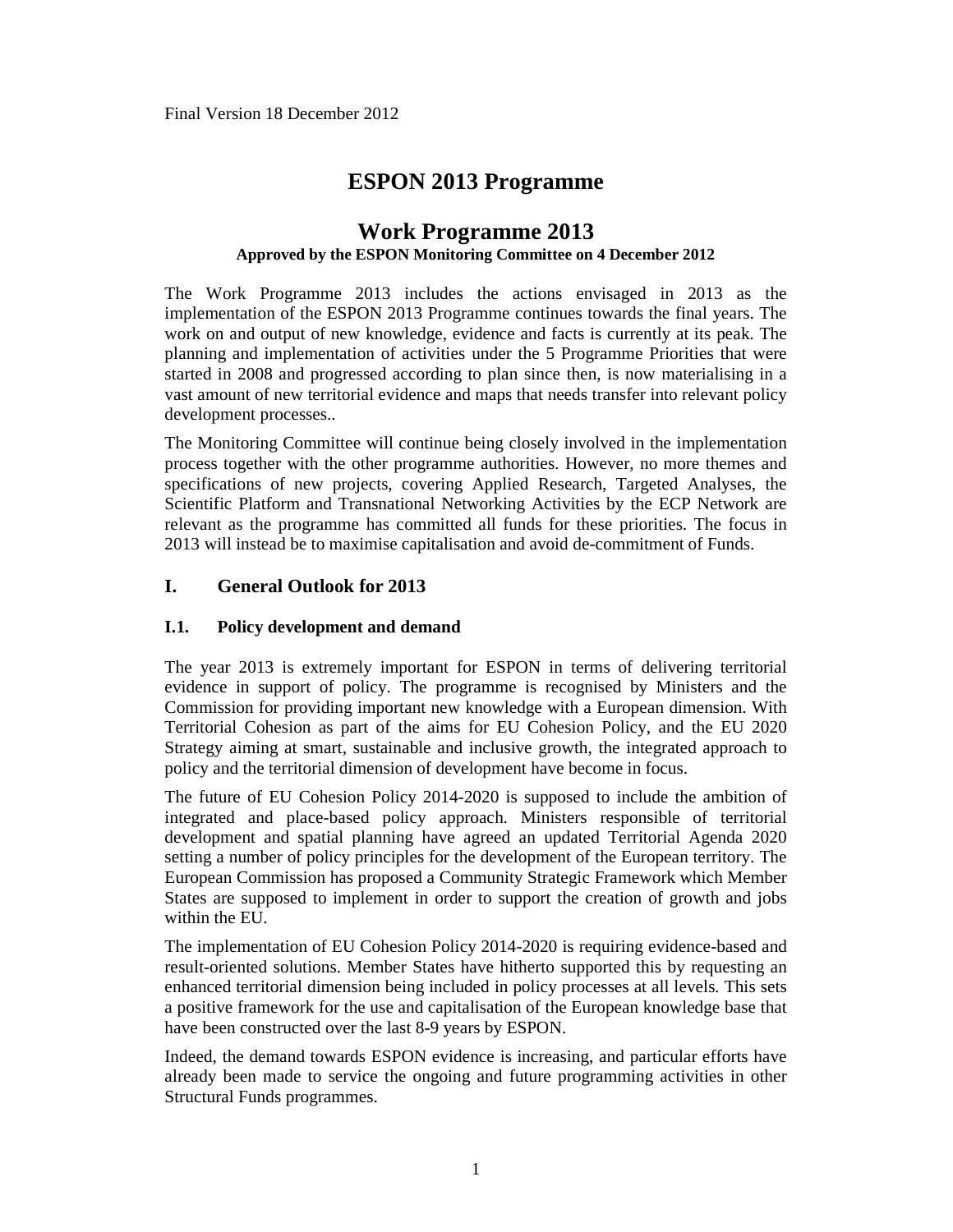Final Version 18 December 2012

# ESPON 2013 Programme

## Work Programme 2013

**Approved by the ESPON Monitoring Committee on 4 December 2012**

The Work Programme 2013 includes the actions envisaged in 2013 as the implementation of the ESPON 2013 Programme continues towards the final years. The work on and output of new knowledge, evidence and facts is currently at its peak. The planning and implementation of activities under the 5 Programme Priorities that were started in 2008 and progressed according to plan since then, is now materialising in a vast amount of new territorial evidence and maps that needs transfer into relevant policy development processes..

The Monitoring Committee will continue being closely involved in the implementation process together with the other programme authorities. However, no more themes and specifications of new projects, covering Applied Research, Targeted Analyses, the Scientific Platform and Transnational Networking Activities by the ECP Network are relevant as the programme has committed all funds for these priorities. The focus in 2013 will instead be to maximise capitalisation and avoid de-commitment of Funds.

## I. General Outlook for 2013

### I.1. Policy development and demand

The year 2013 is extremely important for ESPON in terms of delivering territorial evidence in support of policy. The programme is recognised by Ministers and the Commission for providing important new knowledge with a European dimension. With Territorial Cohesion as part of the aims for EU Cohesion Policy, and the EU 2020 Strategy aiming at smart, sustainable and inclusive growth, the integrated approach to policy and the territorial dimension of development have become in focus.

The future of EU Cohesion Policy 2014-2020 is supposed to include the ambition of integrated and place-based policy approach. Ministers responsible of territorial development and spatial planning have agreed an updated Territorial Agenda 2020 setting a number of policy principles for the development of the European territory. The European Commission has proposed a Community Strategic Framework which Member States are supposed to implement in order to support the creation of growth and jobs within the EU.

The implementation of EU Cohesion Policy 2014-2020 is requiring evidence-based and result-oriented solutions. Member States have hitherto supported this by requesting an enhanced territorial dimension being included in policy processes at all levels. This sets a positive framework for the use and capitalisation of the European knowledge base that have been constructed over the last 8-9 years by ESPON.

Indeed, the demand towards ESPON evidence is increasing, and particular efforts have already been made to service the ongoing and future programming activities in other Structural Funds programmes.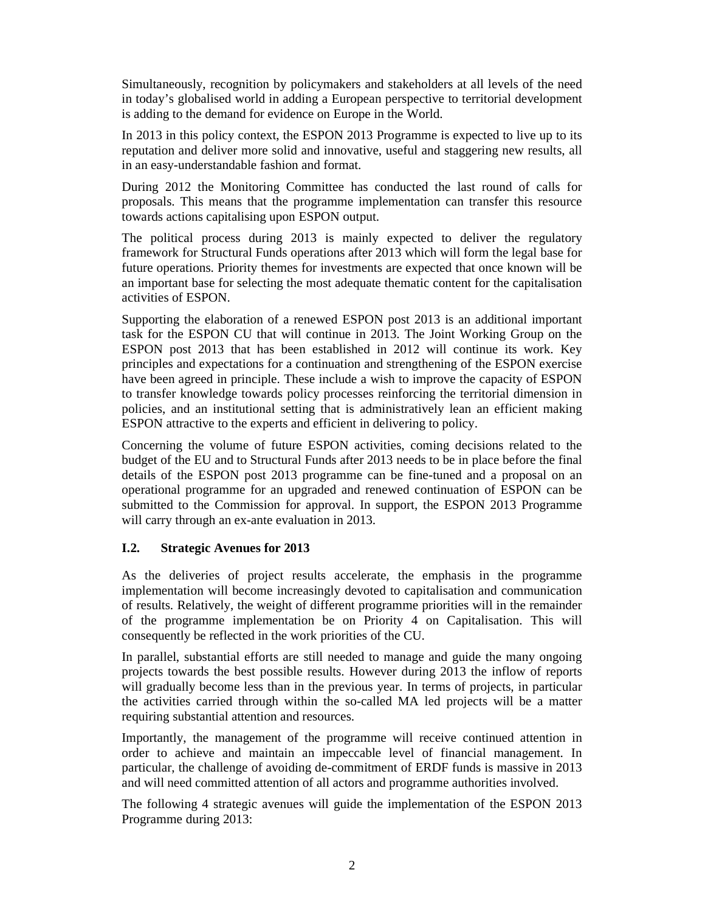Simultaneously, recognition by policymakers and stakeholders at all levels of the need in today's globalised world in adding a European perspective to territorial development is adding to the demand for evidence on Europe in the World.

In 2013 in this policy context, the ESPON 2013 Programme is expected to live up to its reputation and deliver more solid and innovative, useful and staggering new results, all in an easy-understandable fashion and format.

During 2012 the Monitoring Committee has conducted the last round of calls for proposals. This means that the programme implementation can transfer this resource towards actions capitalising upon ESPON output.

The political process during 2013 is mainly expected to deliver the regulatory framework for Structural Funds operations after 2013 which will form the legal base for future operations. Priority themes for investments are expected that once known will be an important base for selecting the most adequate thematic content for the capitalisation activities of ESPON.

Supporting the elaboration of a renewed ESPON post 2013 is an additional important task for the ESPON CU that will continue in 2013. The Joint Working Group on the ESPON post 2013 that has been established in 2012 will continue its work. Key principles and expectations for a continuation and strengthening of the ESPON exercise have been agreed in principle. These include a wish to improve the capacity of ESPON to transfer knowledge towards policy processes reinforcing the territorial dimension in policies, and an institutional setting that is administratively lean an efficient making ESPON attractive to the experts and efficient in delivering to policy.

Concerning the volume of future ESPON activities, coming decisions related to the budget of the EU and to Structural Funds after 2013 needs to be in place before the final details of the ESPON post 2013 programme can be fine-tuned and a proposal on an operational programme for an upgraded and renewed continuation of ESPON can be submitted to the Commission for approval. In support, the ESPON 2013 Programme will carry through an ex-ante evaluation in 2013.

### I.2. Strategic Avenues for 2013

As the deliveries of project results accelerate, the emphasis in the programme implementation will become increasingly devoted to capitalisation and communication of results. Relatively, the weight of different programme priorities will in the remainder of the programme implementation be on Priority 4 on Capitalisation. This will consequently be reflected in the work priorities of the CU.

In parallel, substantial efforts are still needed to manage and guide the many ongoing projects towards the best possible results. However during 2013 the inflow of reports will gradually become less than in the previous year. In terms of projects, in particular the activities carried through within the so-called MA led projects will be a matter requiring substantial attention and resources.

Importantly, the management of the programme will receive continued attention in order to achieve and maintain an impeccable level of financial management. In particular, the challenge of avoiding de-commitment of ERDF funds is massive in 2013 and will need committed attention of all actors and programme authorities involved.

The following 4 strategic avenues will guide the implementation of the ESPON 2013 Programme during 2013: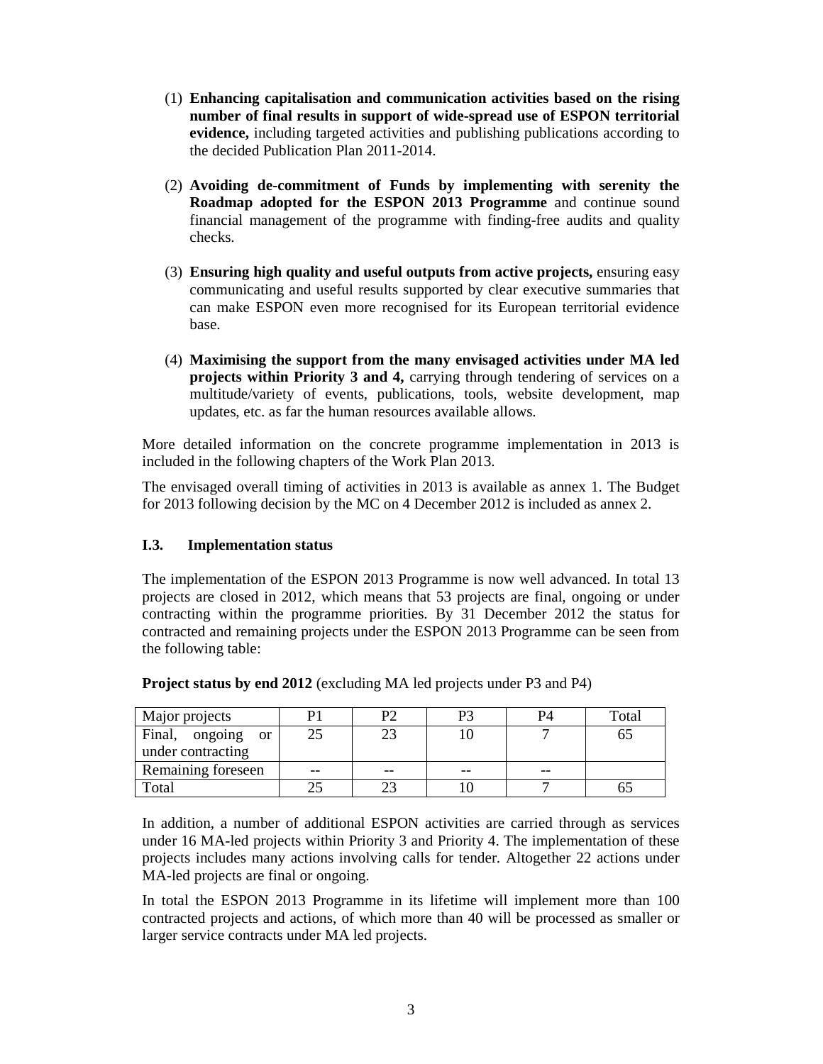(1) **Enhancing capitalisation and communication activities based on the rising number of final results in support of wide-spread use of ESPON territorial evidence,** including targeted activities and publishing publications according to the decided Publication Plan 2011-2014.

(2) **Avoiding de-commitment of Funds by implementing with serenity the Roadmap adopted for the ESPON 2013 Programme** and continue sound financial management of the programme with finding-free audits and quality checks.

(3) **Ensuring high quality and useful outputs from active projects,** ensuring easy communicating and useful results supported by clear executive summaries that can make ESPON even more recognised for its European territorial evidence base.

(4) **Maximising the support from the many envisaged activities under MA led projects within Priority 3 and 4,** carrying through tendering of services on a multitude/variety of events, publications, tools, website development, map updates, etc. as far the human resources available allows.

More detailed information on the concrete programme implementation in 2013 is included in the following chapters of the Work Plan 2013.

The envisaged overall timing of activities in 2013 is available as annex 1. The Budget for 2013 following decision by the MC on 4 December 2012 is included as annex 2.

### I.3. Implementation status

The implementation of the ESPON 2013 Programme is now well advanced. In total 13 projects are closed in 2012, which means that 53 projects are final, ongoing or under contracting within the programme priorities. By 31 December 2012 the status for contracted and remaining projects under the ESPON 2013 Programme can be seen from the following table:

**Project status by end 2012** (excluding MA led projects under P3 and P4)

| Major projects | P1 | P2 | P3 | P4 | Total |
|---|---|---|---|---|---|
| Final, ongoing or under contracting | 25 | 23 | 10 | 7 | 65 |
| Remaining foreseen | -- | -- | -- | -- | |
| Total | 25 | 23 | 10 | 7 | 65 |

In addition, a number of additional ESPON activities are carried through as services under 16 MA-led projects within Priority 3 and Priority 4. The implementation of these projects includes many actions involving calls for tender. Altogether 22 actions under MA-led projects are final or ongoing.

In total the ESPON 2013 Programme in its lifetime will implement more than 100 contracted projects and actions, of which more than 40 will be processed as smaller or larger service contracts under MA led projects.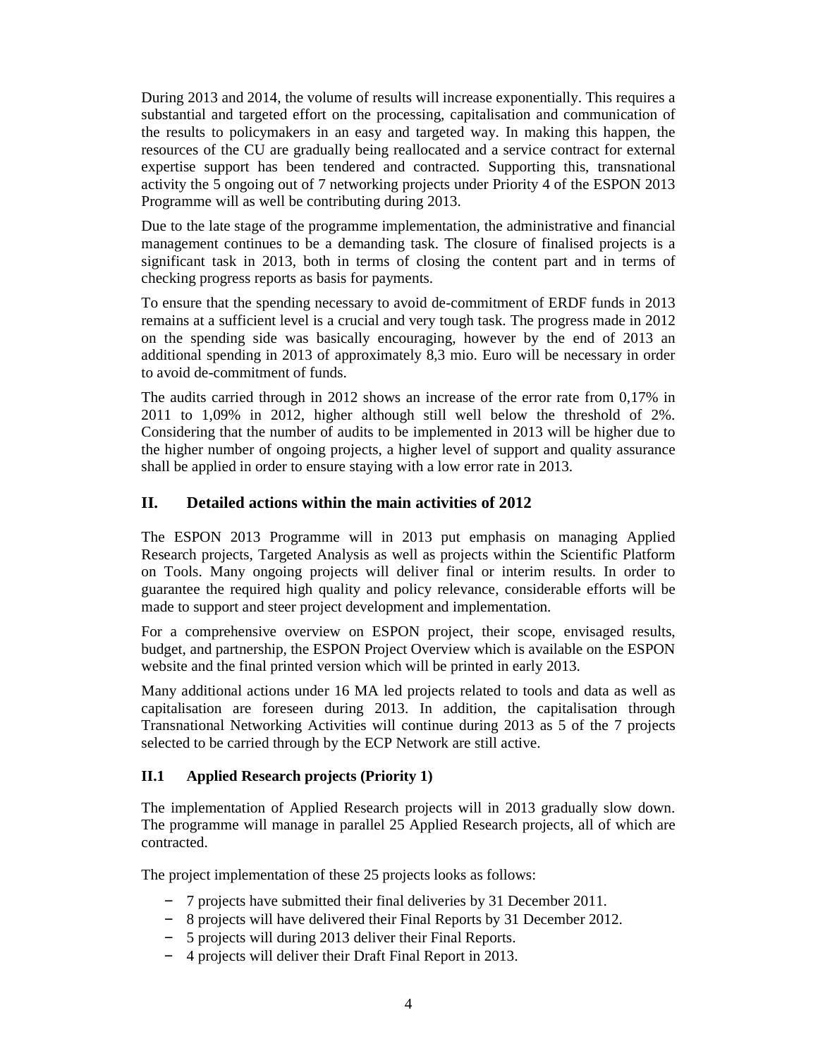During 2013 and 2014, the volume of results will increase exponentially. This requires a substantial and targeted effort on the processing, capitalisation and communication of the results to policymakers in an easy and targeted way. In making this happen, the resources of the CU are gradually being reallocated and a service contract for external expertise support has been tendered and contracted. Supporting this, transnational activity the 5 ongoing out of 7 networking projects under Priority 4 of the ESPON 2013 Programme will as well be contributing during 2013.

Due to the late stage of the programme implementation, the administrative and financial management continues to be a demanding task. The closure of finalised projects is a significant task in 2013, both in terms of closing the content part and in terms of checking progress reports as basis for payments.

To ensure that the spending necessary to avoid de-commitment of ERDF funds in 2013 remains at a sufficient level is a crucial and very tough task. The progress made in 2012 on the spending side was basically encouraging, however by the end of 2013 an additional spending in 2013 of approximately 8,3 mio. Euro will be necessary in order to avoid de-commitment of funds.

The audits carried through in 2012 shows an increase of the error rate from 0,17% in 2011 to 1,09% in 2012, higher although still well below the threshold of 2%. Considering that the number of audits to be implemented in 2013 will be higher due to the higher number of ongoing projects, a higher level of support and quality assurance shall be applied in order to ensure staying with a low error rate in 2013.

## II. Detailed actions within the main activities of 2012

The ESPON 2013 Programme will in 2013 put emphasis on managing Applied Research projects, Targeted Analysis as well as projects within the Scientific Platform on Tools. Many ongoing projects will deliver final or interim results. In order to guarantee the required high quality and policy relevance, considerable efforts will be made to support and steer project development and implementation.

For a comprehensive overview on ESPON project, their scope, envisaged results, budget, and partnership, the ESPON Project Overview which is available on the ESPON website and the final printed version which will be printed in early 2013.

Many additional actions under 16 MA led projects related to tools and data as well as capitalisation are foreseen during 2013. In addition, the capitalisation through Transnational Networking Activities will continue during 2013 as 5 of the 7 projects selected to be carried through by the ECP Network are still active.

### II.1 Applied Research projects (Priority 1)

The implementation of Applied Research projects will in 2013 gradually slow down. The programme will manage in parallel 25 Applied Research projects, all of which are contracted.

The project implementation of these 25 projects looks as follows:

- 7 projects have submitted their final deliveries by 31 December 2011.
- 8 projects will have delivered their Final Reports by 31 December 2012.
- 5 projects will during 2013 deliver their Final Reports.
- 4 projects will deliver their Draft Final Report in 2013.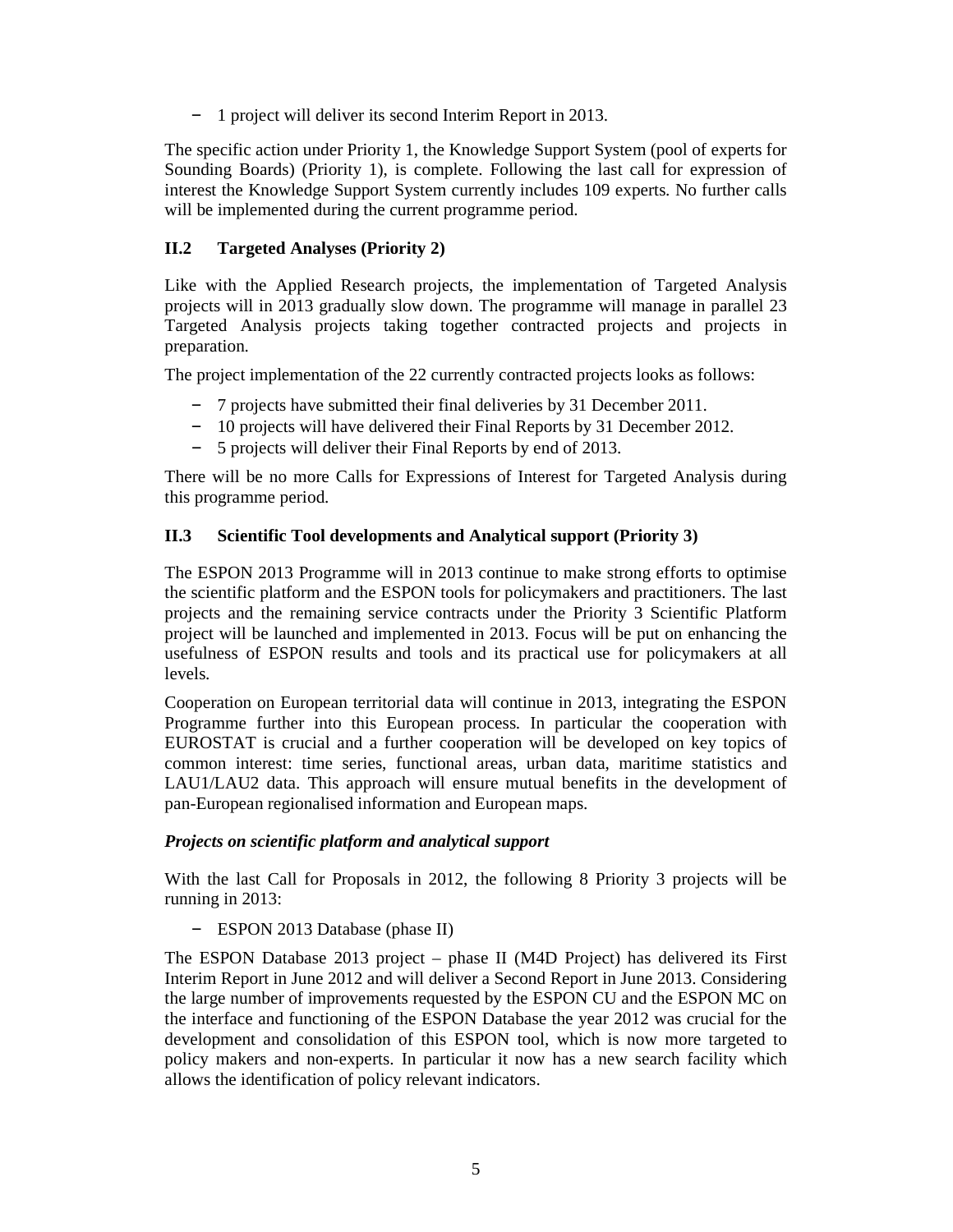- 1 project will deliver its second Interim Report in 2013.

The specific action under Priority 1, the Knowledge Support System (pool of experts for Sounding Boards) (Priority 1), is complete. Following the last call for expression of interest the Knowledge Support System currently includes 109 experts. No further calls will be implemented during the current programme period.

### II.2 Targeted Analyses (Priority 2)

Like with the Applied Research projects, the implementation of Targeted Analysis projects will in 2013 gradually slow down. The programme will manage in parallel 23 Targeted Analysis projects taking together contracted projects and projects in preparation.

The project implementation of the 22 currently contracted projects looks as follows:

- 7 projects have submitted their final deliveries by 31 December 2011.
- 10 projects will have delivered their Final Reports by 31 December 2012.
- 5 projects will deliver their Final Reports by end of 2013.

There will be no more Calls for Expressions of Interest for Targeted Analysis during this programme period.

### II.3 Scientific Tool developments and Analytical support (Priority 3)

The ESPON 2013 Programme will in 2013 continue to make strong efforts to optimise the scientific platform and the ESPON tools for policymakers and practitioners. The last projects and the remaining service contracts under the Priority 3 Scientific Platform project will be launched and implemented in 2013. Focus will be put on enhancing the usefulness of ESPON results and tools and its practical use for policymakers at all levels.

Cooperation on European territorial data will continue in 2013, integrating the ESPON Programme further into this European process. In particular the cooperation with EUROSTAT is crucial and a further cooperation will be developed on key topics of common interest: time series, functional areas, urban data, maritime statistics and LAU1/LAU2 data. This approach will ensure mutual benefits in the development of pan-European regionalised information and European maps.

#### *Projects on scientific platform and analytical support*

With the last Call for Proposals in 2012, the following 8 Priority 3 projects will be running in 2013:

- ESPON 2013 Database (phase II)

The ESPON Database 2013 project – phase II (M4D Project) has delivered its First Interim Report in June 2012 and will deliver a Second Report in June 2013. Considering the large number of improvements requested by the ESPON CU and the ESPON MC on the interface and functioning of the ESPON Database the year 2012 was crucial for the development and consolidation of this ESPON tool, which is now more targeted to policy makers and non-experts. In particular it now has a new search facility which allows the identification of policy relevant indicators.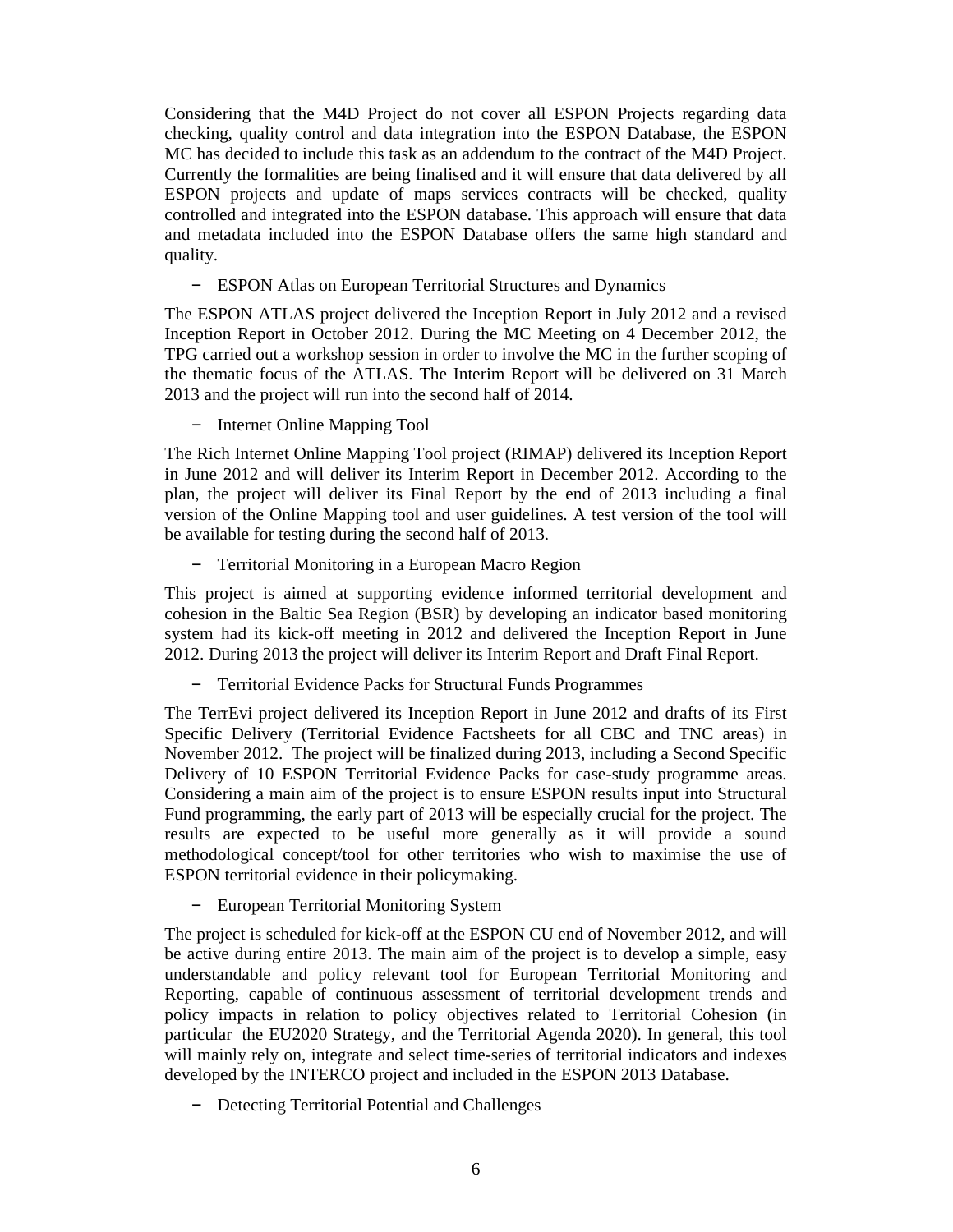Considering that the M4D Project do not cover all ESPON Projects regarding data checking, quality control and data integration into the ESPON Database, the ESPON MC has decided to include this task as an addendum to the contract of the M4D Project. Currently the formalities are being finalised and it will ensure that data delivered by all ESPON projects and update of maps services contracts will be checked, quality controlled and integrated into the ESPON database. This approach will ensure that data and metadata included into the ESPON Database offers the same high standard and quality.

- ESPON Atlas on European Territorial Structures and Dynamics

The ESPON ATLAS project delivered the Inception Report in July 2012 and a revised Inception Report in October 2012. During the MC Meeting on 4 December 2012, the TPG carried out a workshop session in order to involve the MC in the further scoping of the thematic focus of the ATLAS. The Interim Report will be delivered on 31 March 2013 and the project will run into the second half of 2014.

- Internet Online Mapping Tool

The Rich Internet Online Mapping Tool project (RIMAP) delivered its Inception Report in June 2012 and will deliver its Interim Report in December 2012. According to the plan, the project will deliver its Final Report by the end of 2013 including a final version of the Online Mapping tool and user guidelines. A test version of the tool will be available for testing during the second half of 2013.

- Territorial Monitoring in a European Macro Region

This project is aimed at supporting evidence informed territorial development and cohesion in the Baltic Sea Region (BSR) by developing an indicator based monitoring system had its kick-off meeting in 2012 and delivered the Inception Report in June 2012. During 2013 the project will deliver its Interim Report and Draft Final Report.

- Territorial Evidence Packs for Structural Funds Programmes

The TerrEvi project delivered its Inception Report in June 2012 and drafts of its First Specific Delivery (Territorial Evidence Factsheets for all CBC and TNC areas) in November 2012. The project will be finalized during 2013, including a Second Specific Delivery of 10 ESPON Territorial Evidence Packs for case-study programme areas. Considering a main aim of the project is to ensure ESPON results input into Structural Fund programming, the early part of 2013 will be especially crucial for the project. The results are expected to be useful more generally as it will provide a sound methodological concept/tool for other territories who wish to maximise the use of ESPON territorial evidence in their policymaking.

- European Territorial Monitoring System

The project is scheduled for kick-off at the ESPON CU end of November 2012, and will be active during entire 2013. The main aim of the project is to develop a simple, easy understandable and policy relevant tool for European Territorial Monitoring and Reporting, capable of continuous assessment of territorial development trends and policy impacts in relation to policy objectives related to Territorial Cohesion (in particular the EU2020 Strategy, and the Territorial Agenda 2020). In general, this tool will mainly rely on, integrate and select time-series of territorial indicators and indexes developed by the INTERCO project and included in the ESPON 2013 Database.

- Detecting Territorial Potential and Challenges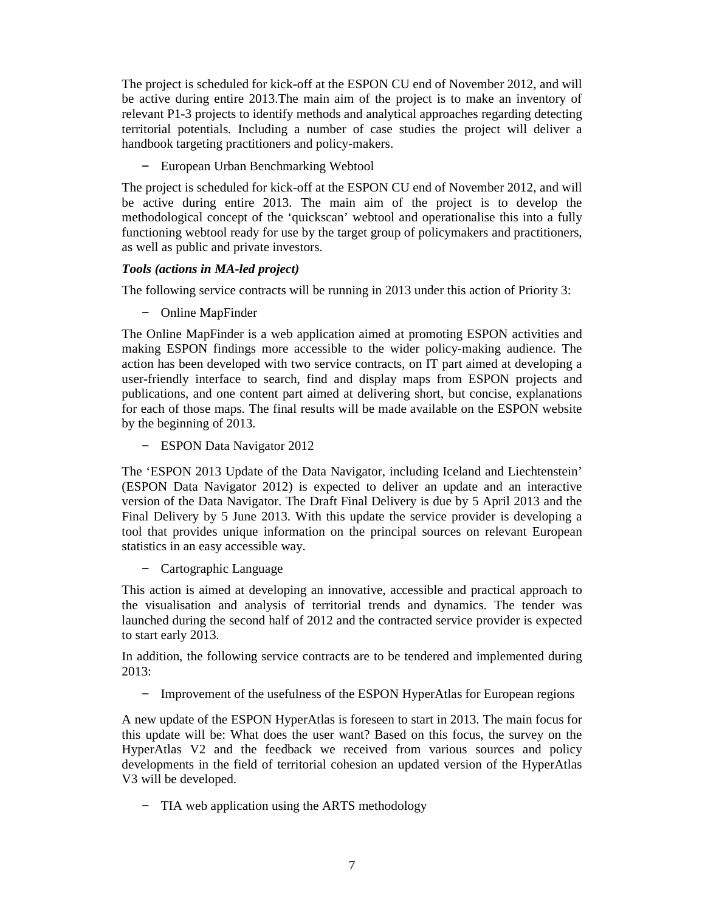The project is scheduled for kick-off at the ESPON CU end of November 2012, and will be active during entire 2013.The main aim of the project is to make an inventory of relevant P1-3 projects to identify methods and analytical approaches regarding detecting territorial potentials. Including a number of case studies the project will deliver a handbook targeting practitioners and policy-makers.

- European Urban Benchmarking Webtool

The project is scheduled for kick-off at the ESPON CU end of November 2012, and will be active during entire 2013. The main aim of the project is to develop the methodological concept of the 'quickscan' webtool and operationalise this into a fully functioning webtool ready for use by the target group of policymakers and practitioners, as well as public and private investors.

***Tools (actions in MA-led project)***

The following service contracts will be running in 2013 under this action of Priority 3:

- Online MapFinder

The Online MapFinder is a web application aimed at promoting ESPON activities and making ESPON findings more accessible to the wider policy-making audience. The action has been developed with two service contracts, on IT part aimed at developing a user-friendly interface to search, find and display maps from ESPON projects and publications, and one content part aimed at delivering short, but concise, explanations for each of those maps. The final results will be made available on the ESPON website by the beginning of 2013.

- ESPON Data Navigator 2012

The 'ESPON 2013 Update of the Data Navigator, including Iceland and Liechtenstein' (ESPON Data Navigator 2012) is expected to deliver an update and an interactive version of the Data Navigator. The Draft Final Delivery is due by 5 April 2013 and the Final Delivery by 5 June 2013. With this update the service provider is developing a tool that provides unique information on the principal sources on relevant European statistics in an easy accessible way.

- Cartographic Language

This action is aimed at developing an innovative, accessible and practical approach to the visualisation and analysis of territorial trends and dynamics. The tender was launched during the second half of 2012 and the contracted service provider is expected to start early 2013.

In addition, the following service contracts are to be tendered and implemented during 2013:

- Improvement of the usefulness of the ESPON HyperAtlas for European regions

A new update of the ESPON HyperAtlas is foreseen to start in 2013. The main focus for this update will be: What does the user want? Based on this focus, the survey on the HyperAtlas V2 and the feedback we received from various sources and policy developments in the field of territorial cohesion an updated version of the HyperAtlas V3 will be developed.

- TIA web application using the ARTS methodology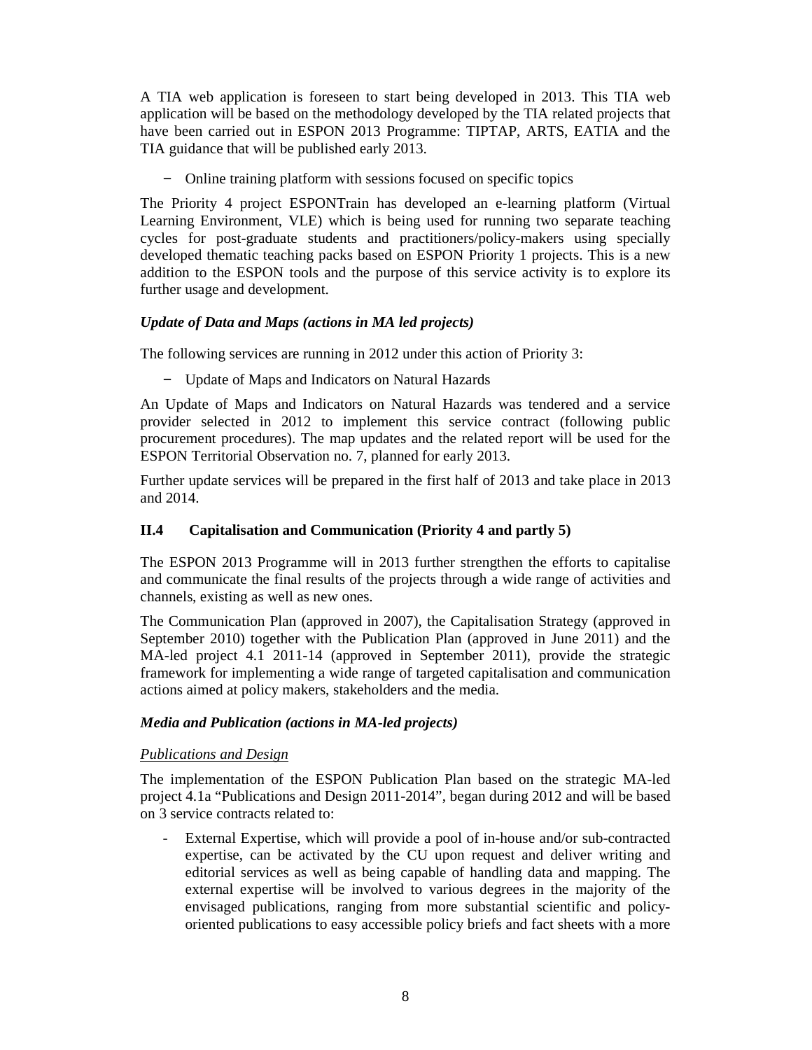A TIA web application is foreseen to start being developed in 2013. This TIA web application will be based on the methodology developed by the TIA related projects that have been carried out in ESPON 2013 Programme: TIPTAP, ARTS, EATIA and the TIA guidance that will be published early 2013.

- Online training platform with sessions focused on specific topics

The Priority 4 project ESPONTrain has developed an e-learning platform (Virtual Learning Environment, VLE) which is being used for running two separate teaching cycles for post-graduate students and practitioners/policy-makers using specially developed thematic teaching packs based on ESPON Priority 1 projects. This is a new addition to the ESPON tools and the purpose of this service activity is to explore its further usage and development.

***Update of Data and Maps (actions in MA led projects)***

The following services are running in 2012 under this action of Priority 3:

- Update of Maps and Indicators on Natural Hazards

An Update of Maps and Indicators on Natural Hazards was tendered and a service provider selected in 2012 to implement this service contract (following public procurement procedures). The map updates and the related report will be used for the ESPON Territorial Observation no. 7, planned for early 2013.

Further update services will be prepared in the first half of 2013 and take place in 2013 and 2014.

## II.4 Capitalisation and Communication (Priority 4 and partly 5)

The ESPON 2013 Programme will in 2013 further strengthen the efforts to capitalise and communicate the final results of the projects through a wide range of activities and channels, existing as well as new ones.

The Communication Plan (approved in 2007), the Capitalisation Strategy (approved in September 2010) together with the Publication Plan (approved in June 2011) and the MA-led project 4.1 2011-14 (approved in September 2011), provide the strategic framework for implementing a wide range of targeted capitalisation and communication actions aimed at policy makers, stakeholders and the media.

***Media and Publication (actions in MA-led projects)***

<u>*Publications and Design*</u>

The implementation of the ESPON Publication Plan based on the strategic MA-led project 4.1a "Publications and Design 2011-2014", began during 2012 and will be based on 3 service contracts related to:

- External Expertise, which will provide a pool of in-house and/or sub-contracted expertise, can be activated by the CU upon request and deliver writing and editorial services as well as being capable of handling data and mapping. The external expertise will be involved to various degrees in the majority of the envisaged publications, ranging from more substantial scientific and policy-oriented publications to easy accessible policy briefs and fact sheets with a more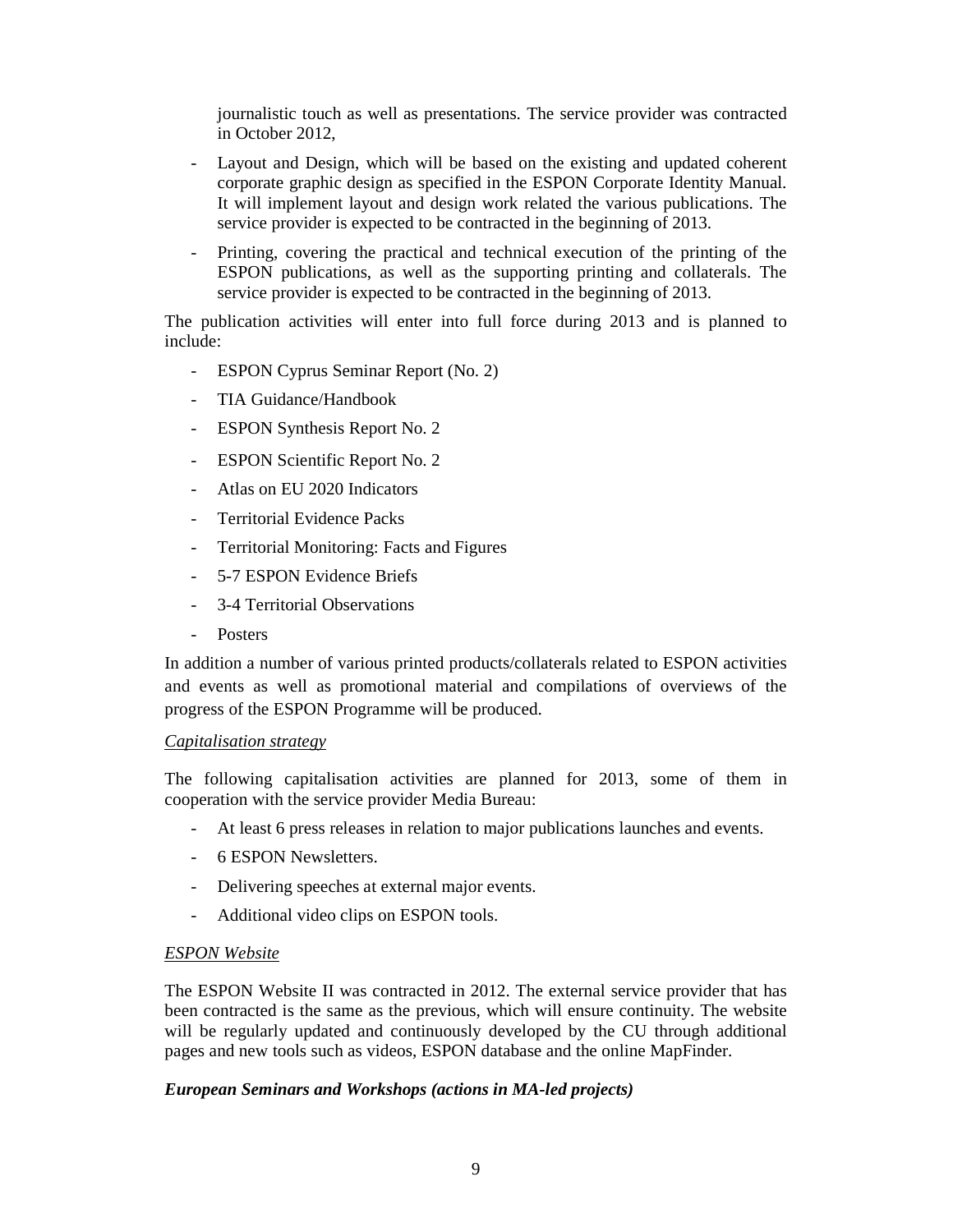journalistic touch as well as presentations. The service provider was contracted in October 2012,

- Layout and Design, which will be based on the existing and updated coherent corporate graphic design as specified in the ESPON Corporate Identity Manual. It will implement layout and design work related the various publications. The service provider is expected to be contracted in the beginning of 2013.
- Printing, covering the practical and technical execution of the printing of the ESPON publications, as well as the supporting printing and collaterals. The service provider is expected to be contracted in the beginning of 2013.

The publication activities will enter into full force during 2013 and is planned to include:

- ESPON Cyprus Seminar Report (No. 2)
- TIA Guidance/Handbook
- ESPON Synthesis Report No. 2
- ESPON Scientific Report No. 2
- Atlas on EU 2020 Indicators
- Territorial Evidence Packs
- Territorial Monitoring: Facts and Figures
- 5-7 ESPON Evidence Briefs
- 3-4 Territorial Observations
- Posters

In addition a number of various printed products/collaterals related to ESPON activities and events as well as promotional material and compilations of overviews of the progress of the ESPON Programme will be produced.

*Capitalisation strategy*

The following capitalisation activities are planned for 2013, some of them in cooperation with the service provider Media Bureau:

- At least 6 press releases in relation to major publications launches and events.
- 6 ESPON Newsletters.
- Delivering speeches at external major events.
- Additional video clips on ESPON tools.

*ESPON Website*

The ESPON Website II was contracted in 2012. The external service provider that has been contracted is the same as the previous, which will ensure continuity. The website will be regularly updated and continuously developed by the CU through additional pages and new tools such as videos, ESPON database and the online MapFinder.

***European Seminars and Workshops (actions in MA-led projects)***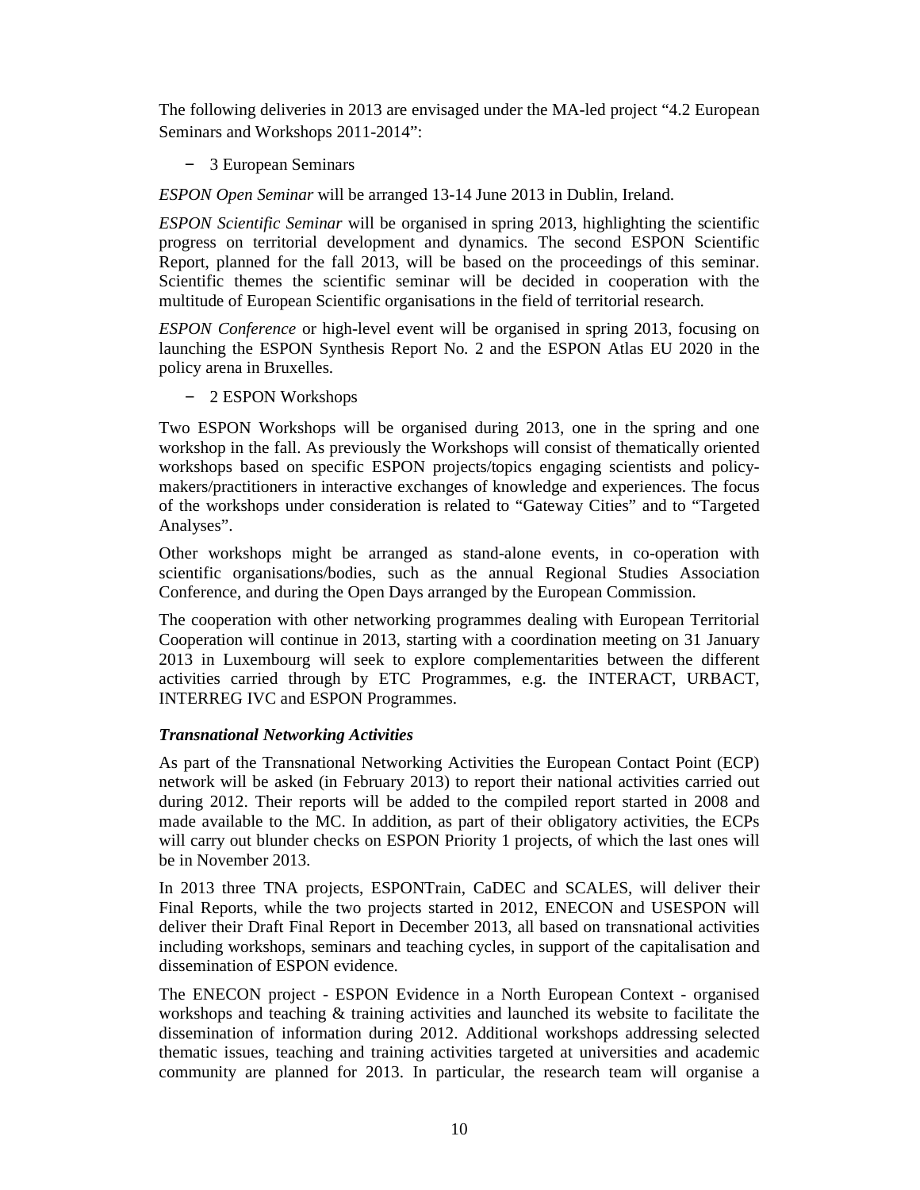The following deliveries in 2013 are envisaged under the MA-led project “4.2 European Seminars and Workshops 2011-2014”:

- 3 European Seminars

*ESPON Open Seminar* will be arranged 13-14 June 2013 in Dublin, Ireland.

*ESPON Scientific Seminar* will be organised in spring 2013, highlighting the scientific progress on territorial development and dynamics. The second ESPON Scientific Report, planned for the fall 2013, will be based on the proceedings of this seminar. Scientific themes the scientific seminar will be decided in cooperation with the multitude of European Scientific organisations in the field of territorial research.

*ESPON Conference* or high-level event will be organised in spring 2013, focusing on launching the ESPON Synthesis Report No. 2 and the ESPON Atlas EU 2020 in the policy arena in Bruxelles.

- 2 ESPON Workshops

Two ESPON Workshops will be organised during 2013, one in the spring and one workshop in the fall. As previously the Workshops will consist of thematically oriented workshops based on specific ESPON projects/topics engaging scientists and policy-makers/practitioners in interactive exchanges of knowledge and experiences. The focus of the workshops under consideration is related to “Gateway Cities” and to “Targeted Analyses”.

Other workshops might be arranged as stand-alone events, in co-operation with scientific organisations/bodies, such as the annual Regional Studies Association Conference, and during the Open Days arranged by the European Commission.

The cooperation with other networking programmes dealing with European Territorial Cooperation will continue in 2013, starting with a coordination meeting on 31 January 2013 in Luxembourg will seek to explore complementarities between the different activities carried through by ETC Programmes, e.g. the INTERACT, URBACT, INTERREG IVC and ESPON Programmes.

***Transnational Networking Activities***

As part of the Transnational Networking Activities the European Contact Point (ECP) network will be asked (in February 2013) to report their national activities carried out during 2012. Their reports will be added to the compiled report started in 2008 and made available to the MC. In addition, as part of their obligatory activities, the ECPs will carry out blunder checks on ESPON Priority 1 projects, of which the last ones will be in November 2013.

In 2013 three TNA projects, ESPONTrain, CaDEC and SCALES, will deliver their Final Reports, while the two projects started in 2012, ENECON and USESPON will deliver their Draft Final Report in December 2013, all based on transnational activities including workshops, seminars and teaching cycles, in support of the capitalisation and dissemination of ESPON evidence.

The ENECON project - ESPON Evidence in a North European Context - organised workshops and teaching & training activities and launched its website to facilitate the dissemination of information during 2012. Additional workshops addressing selected thematic issues, teaching and training activities targeted at universities and academic community are planned for 2013. In particular, the research team will organise a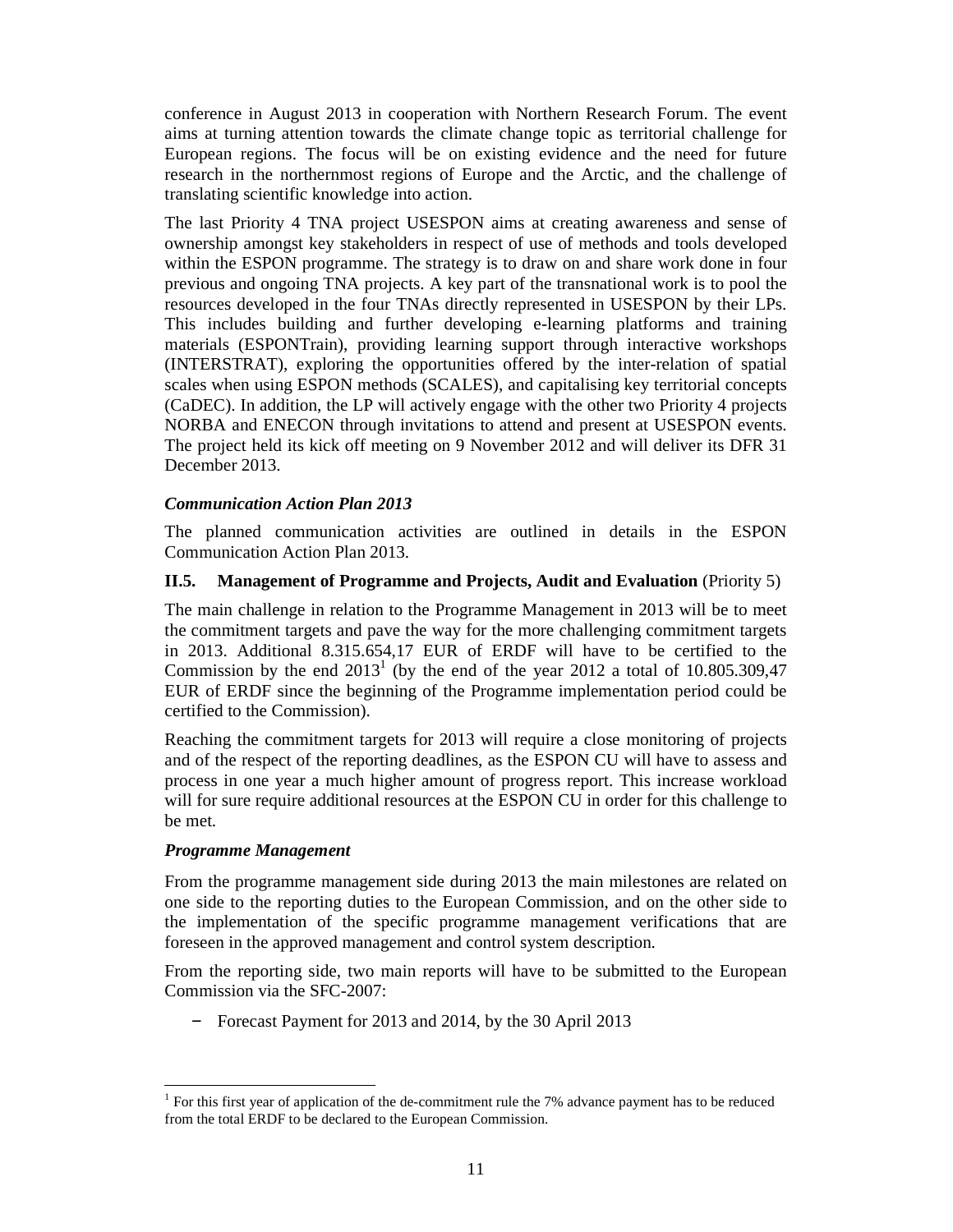conference in August 2013 in cooperation with Northern Research Forum. The event aims at turning attention towards the climate change topic as territorial challenge for European regions. The focus will be on existing evidence and the need for future research in the northernmost regions of Europe and the Arctic, and the challenge of translating scientific knowledge into action.

The last Priority 4 TNA project USESPON aims at creating awareness and sense of ownership amongst key stakeholders in respect of use of methods and tools developed within the ESPON programme. The strategy is to draw on and share work done in four previous and ongoing TNA projects. A key part of the transnational work is to pool the resources developed in the four TNAs directly represented in USESPON by their LPs. This includes building and further developing e-learning platforms and training materials (ESPONTrain), providing learning support through interactive workshops (INTERSTRAT), exploring the opportunities offered by the inter-relation of spatial scales when using ESPON methods (SCALES), and capitalising key territorial concepts (CaDEC). In addition, the LP will actively engage with the other two Priority 4 projects NORBA and ENECON through invitations to attend and present at USESPON events. The project held its kick off meeting on 9 November 2012 and will deliver its DFR 31 December 2013.

***Communication Action Plan 2013***

The planned communication activities are outlined in details in the ESPON Communication Action Plan 2013.

### II.5. Management of Programme and Projects, Audit and Evaluation (Priority 5)

The main challenge in relation to the Programme Management in 2013 will be to meet the commitment targets and pave the way for the more challenging commitment targets in 2013. Additional 8.315.654,17 EUR of ERDF will have to be certified to the Commission by the end 2013[1] (by the end of the year 2012 a total of 10.805.309,47 EUR of ERDF since the beginning of the Programme implementation period could be certified to the Commission).

Reaching the commitment targets for 2013 will require a close monitoring of projects and of the respect of the reporting deadlines, as the ESPON CU will have to assess and process in one year a much higher amount of progress report. This increase workload will for sure require additional resources at the ESPON CU in order for this challenge to be met.

***Programme Management***

From the programme management side during 2013 the main milestones are related on one side to the reporting duties to the European Commission, and on the other side to the implementation of the specific programme management verifications that are foreseen in the approved management and control system description.

From the reporting side, two main reports will have to be submitted to the European Commission via the SFC-2007:

- Forecast Payment for 2013 and 2014, by the 30 April 2013

[1] For this first year of application of the de-commitment rule the 7% advance payment has to be reduced from the total ERDF to be declared to the European Commission.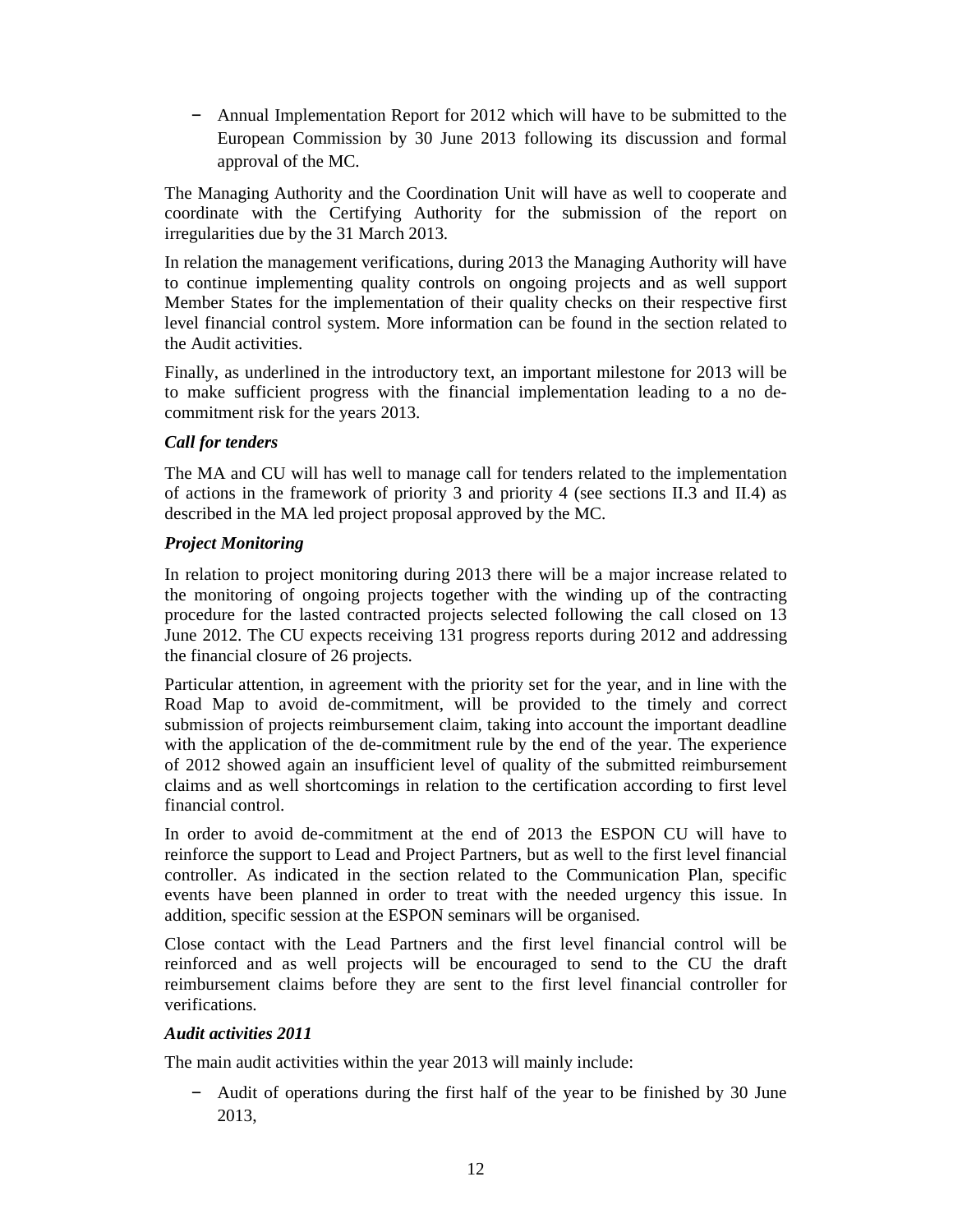- Annual Implementation Report for 2012 which will have to be submitted to the European Commission by 30 June 2013 following its discussion and formal approval of the MC.

The Managing Authority and the Coordination Unit will have as well to cooperate and coordinate with the Certifying Authority for the submission of the report on irregularities due by the 31 March 2013.

In relation the management verifications, during 2013 the Managing Authority will have to continue implementing quality controls on ongoing projects and as well support Member States for the implementation of their quality checks on their respective first level financial control system. More information can be found in the section related to the Audit activities.

Finally, as underlined in the introductory text, an important milestone for 2013 will be to make sufficient progress with the financial implementation leading to a no de-commitment risk for the years 2013.

***Call for tenders***

The MA and CU will has well to manage call for tenders related to the implementation of actions in the framework of priority 3 and priority 4 (see sections II.3 and II.4) as described in the MA led project proposal approved by the MC.

***Project Monitoring***

In relation to project monitoring during 2013 there will be a major increase related to the monitoring of ongoing projects together with the winding up of the contracting procedure for the lasted contracted projects selected following the call closed on 13 June 2012. The CU expects receiving 131 progress reports during 2012 and addressing the financial closure of 26 projects.

Particular attention, in agreement with the priority set for the year, and in line with the Road Map to avoid de-commitment, will be provided to the timely and correct submission of projects reimbursement claim, taking into account the important deadline with the application of the de-commitment rule by the end of the year. The experience of 2012 showed again an insufficient level of quality of the submitted reimbursement claims and as well shortcomings in relation to the certification according to first level financial control.

In order to avoid de-commitment at the end of 2013 the ESPON CU will have to reinforce the support to Lead and Project Partners, but as well to the first level financial controller. As indicated in the section related to the Communication Plan, specific events have been planned in order to treat with the needed urgency this issue. In addition, specific session at the ESPON seminars will be organised.

Close contact with the Lead Partners and the first level financial control will be reinforced and as well projects will be encouraged to send to the CU the draft reimbursement claims before they are sent to the first level financial controller for verifications.

***Audit activities 2011***

The main audit activities within the year 2013 will mainly include:

- Audit of operations during the first half of the year to be finished by 30 June 2013,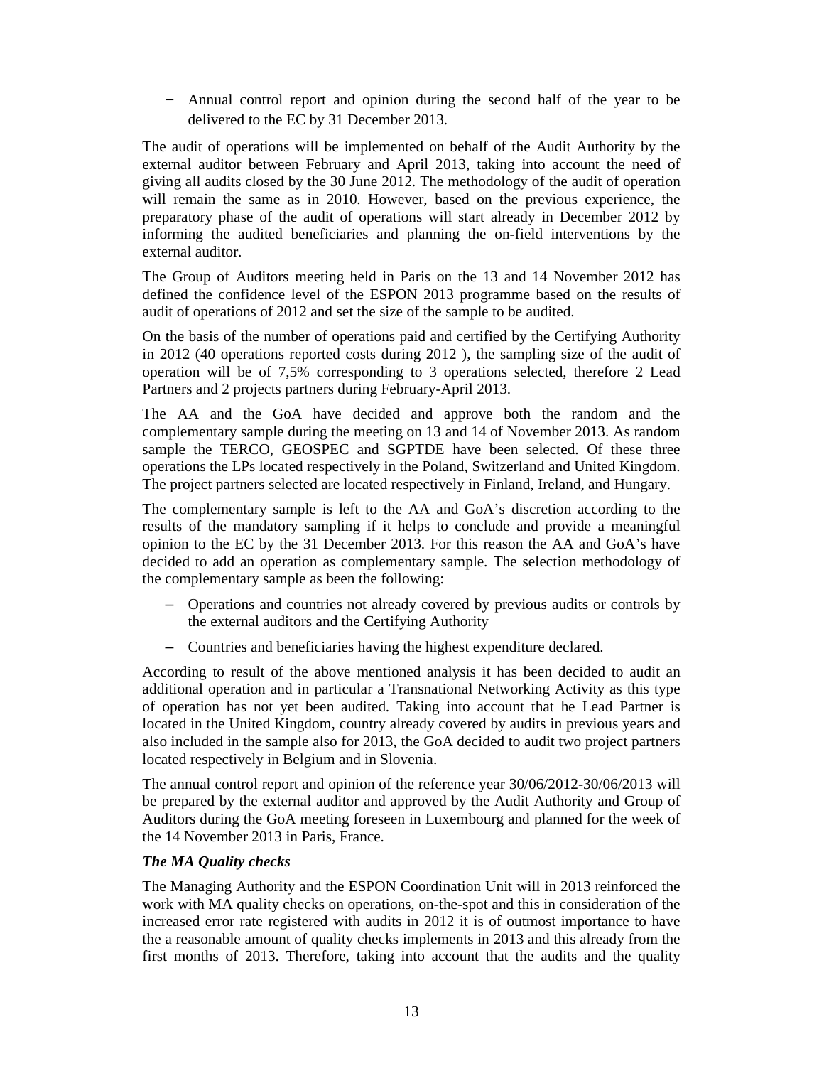- Annual control report and opinion during the second half of the year to be delivered to the EC by 31 December 2013.

The audit of operations will be implemented on behalf of the Audit Authority by the external auditor between February and April 2013, taking into account the need of giving all audits closed by the 30 June 2012. The methodology of the audit of operation will remain the same as in 2010. However, based on the previous experience, the preparatory phase of the audit of operations will start already in December 2012 by informing the audited beneficiaries and planning the on-field interventions by the external auditor.

The Group of Auditors meeting held in Paris on the 13 and 14 November 2012 has defined the confidence level of the ESPON 2013 programme based on the results of audit of operations of 2012 and set the size of the sample to be audited.

On the basis of the number of operations paid and certified by the Certifying Authority in 2012 (40 operations reported costs during 2012 ), the sampling size of the audit of operation will be of 7,5% corresponding to 3 operations selected, therefore 2 Lead Partners and 2 projects partners during February-April 2013.

The AA and the GoA have decided and approve both the random and the complementary sample during the meeting on 13 and 14 of November 2013. As random sample the TERCO, GEOSPEC and SGPTDE have been selected. Of these three operations the LPs located respectively in the Poland, Switzerland and United Kingdom. The project partners selected are located respectively in Finland, Ireland, and Hungary.

The complementary sample is left to the AA and GoA's discretion according to the results of the mandatory sampling if it helps to conclude and provide a meaningful opinion to the EC by the 31 December 2013. For this reason the AA and GoA's have decided to add an operation as complementary sample. The selection methodology of the complementary sample as been the following:

- Operations and countries not already covered by previous audits or controls by the external auditors and the Certifying Authority
- Countries and beneficiaries having the highest expenditure declared.

According to result of the above mentioned analysis it has been decided to audit an additional operation and in particular a Transnational Networking Activity as this type of operation has not yet been audited. Taking into account that he Lead Partner is located in the United Kingdom, country already covered by audits in previous years and also included in the sample also for 2013, the GoA decided to audit two project partners located respectively in Belgium and in Slovenia.

The annual control report and opinion of the reference year 30/06/2012-30/06/2013 will be prepared by the external auditor and approved by the Audit Authority and Group of Auditors during the GoA meeting foreseen in Luxembourg and planned for the week of the 14 November 2013 in Paris, France.

***The MA Quality checks***

The Managing Authority and the ESPON Coordination Unit will in 2013 reinforced the work with MA quality checks on operations, on-the-spot and this in consideration of the increased error rate registered with audits in 2012 it is of outmost importance to have the a reasonable amount of quality checks implements in 2013 and this already from the first months of 2013. Therefore, taking into account that the audits and the quality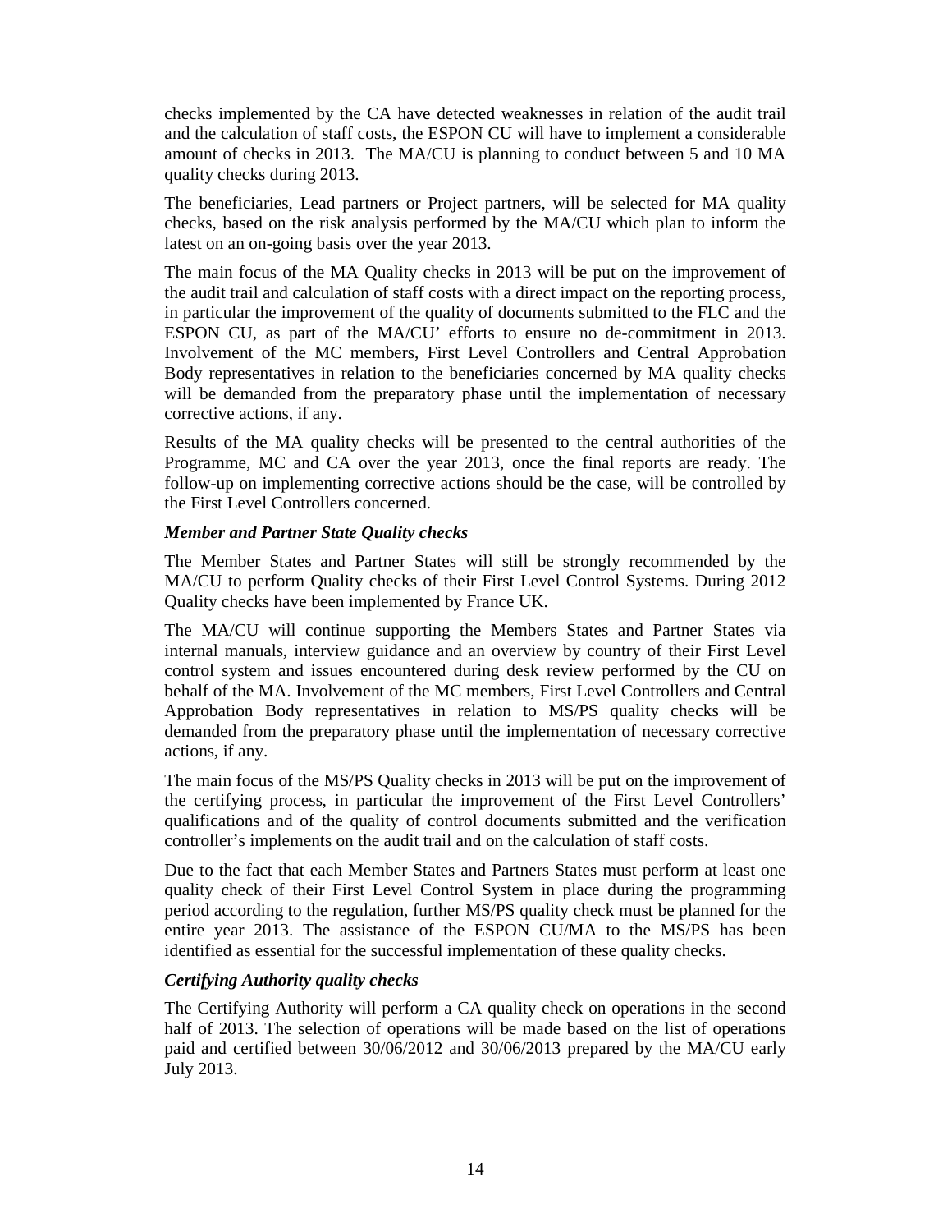checks implemented by the CA have detected weaknesses in relation of the audit trail and the calculation of staff costs, the ESPON CU will have to implement a considerable amount of checks in 2013. The MA/CU is planning to conduct between 5 and 10 MA quality checks during 2013.

The beneficiaries, Lead partners or Project partners, will be selected for MA quality checks, based on the risk analysis performed by the MA/CU which plan to inform the latest on an on-going basis over the year 2013.

The main focus of the MA Quality checks in 2013 will be put on the improvement of the audit trail and calculation of staff costs with a direct impact on the reporting process, in particular the improvement of the quality of documents submitted to the FLC and the ESPON CU, as part of the MA/CU' efforts to ensure no de-commitment in 2013. Involvement of the MC members, First Level Controllers and Central Approbation Body representatives in relation to the beneficiaries concerned by MA quality checks will be demanded from the preparatory phase until the implementation of necessary corrective actions, if any.

Results of the MA quality checks will be presented to the central authorities of the Programme, MC and CA over the year 2013, once the final reports are ready. The follow-up on implementing corrective actions should be the case, will be controlled by the First Level Controllers concerned.

***Member and Partner State Quality checks***

The Member States and Partner States will still be strongly recommended by the MA/CU to perform Quality checks of their First Level Control Systems. During 2012 Quality checks have been implemented by France UK.

The MA/CU will continue supporting the Members States and Partner States via internal manuals, interview guidance and an overview by country of their First Level control system and issues encountered during desk review performed by the CU on behalf of the MA. Involvement of the MC members, First Level Controllers and Central Approbation Body representatives in relation to MS/PS quality checks will be demanded from the preparatory phase until the implementation of necessary corrective actions, if any.

The main focus of the MS/PS Quality checks in 2013 will be put on the improvement of the certifying process, in particular the improvement of the First Level Controllers' qualifications and of the quality of control documents submitted and the verification controller's implements on the audit trail and on the calculation of staff costs.

Due to the fact that each Member States and Partners States must perform at least one quality check of their First Level Control System in place during the programming period according to the regulation, further MS/PS quality check must be planned for the entire year 2013. The assistance of the ESPON CU/MA to the MS/PS has been identified as essential for the successful implementation of these quality checks.

***Certifying Authority quality checks***

The Certifying Authority will perform a CA quality check on operations in the second half of 2013. The selection of operations will be made based on the list of operations paid and certified between 30/06/2012 and 30/06/2013 prepared by the MA/CU early July 2013.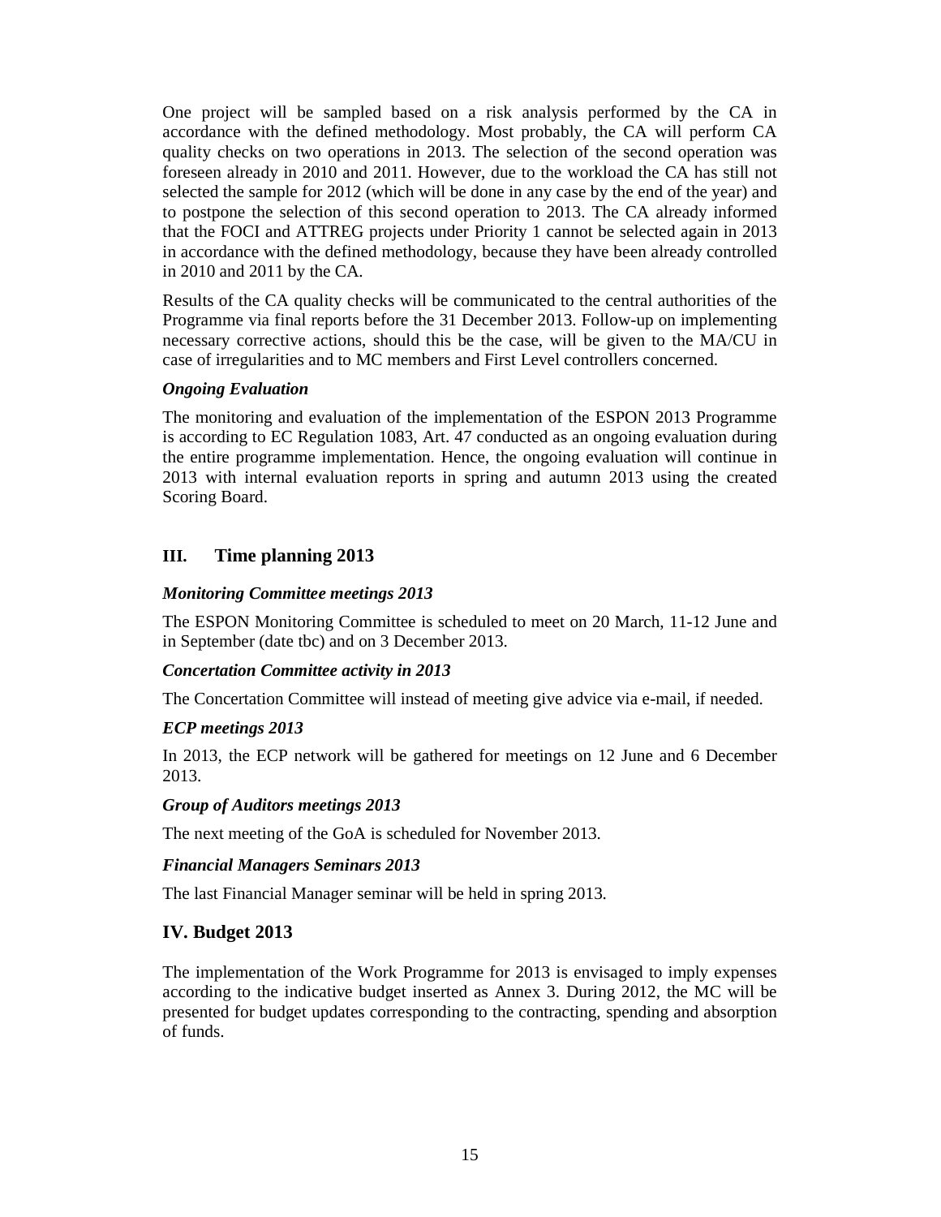One project will be sampled based on a risk analysis performed by the CA in accordance with the defined methodology. Most probably, the CA will perform CA quality checks on two operations in 2013. The selection of the second operation was foreseen already in 2010 and 2011. However, due to the workload the CA has still not selected the sample for 2012 (which will be done in any case by the end of the year) and to postpone the selection of this second operation to 2013. The CA already informed that the FOCI and ATTREG projects under Priority 1 cannot be selected again in 2013 in accordance with the defined methodology, because they have been already controlled in 2010 and 2011 by the CA.

Results of the CA quality checks will be communicated to the central authorities of the Programme via final reports before the 31 December 2013. Follow-up on implementing necessary corrective actions, should this be the case, will be given to the MA/CU in case of irregularities and to MC members and First Level controllers concerned.

***Ongoing Evaluation***

The monitoring and evaluation of the implementation of the ESPON 2013 Programme is according to EC Regulation 1083, Art. 47 conducted as an ongoing evaluation during the entire programme implementation. Hence, the ongoing evaluation will continue in 2013 with internal evaluation reports in spring and autumn 2013 using the created Scoring Board.

## III. Time planning 2013

***Monitoring Committee meetings 2013***

The ESPON Monitoring Committee is scheduled to meet on 20 March, 11-12 June and in September (date tbc) and on 3 December 2013.

***Concertation Committee activity in 2013***

The Concertation Committee will instead of meeting give advice via e-mail, if needed.

***ECP meetings 2013***

In 2013, the ECP network will be gathered for meetings on 12 June and 6 December 2013.

***Group of Auditors meetings 2013***

The next meeting of the GoA is scheduled for November 2013.

***Financial Managers Seminars 2013***

The last Financial Manager seminar will be held in spring 2013.

## IV. Budget 2013

The implementation of the Work Programme for 2013 is envisaged to imply expenses according to the indicative budget inserted as Annex 3. During 2012, the MC will be presented for budget updates corresponding to the contracting, spending and absorption of funds.